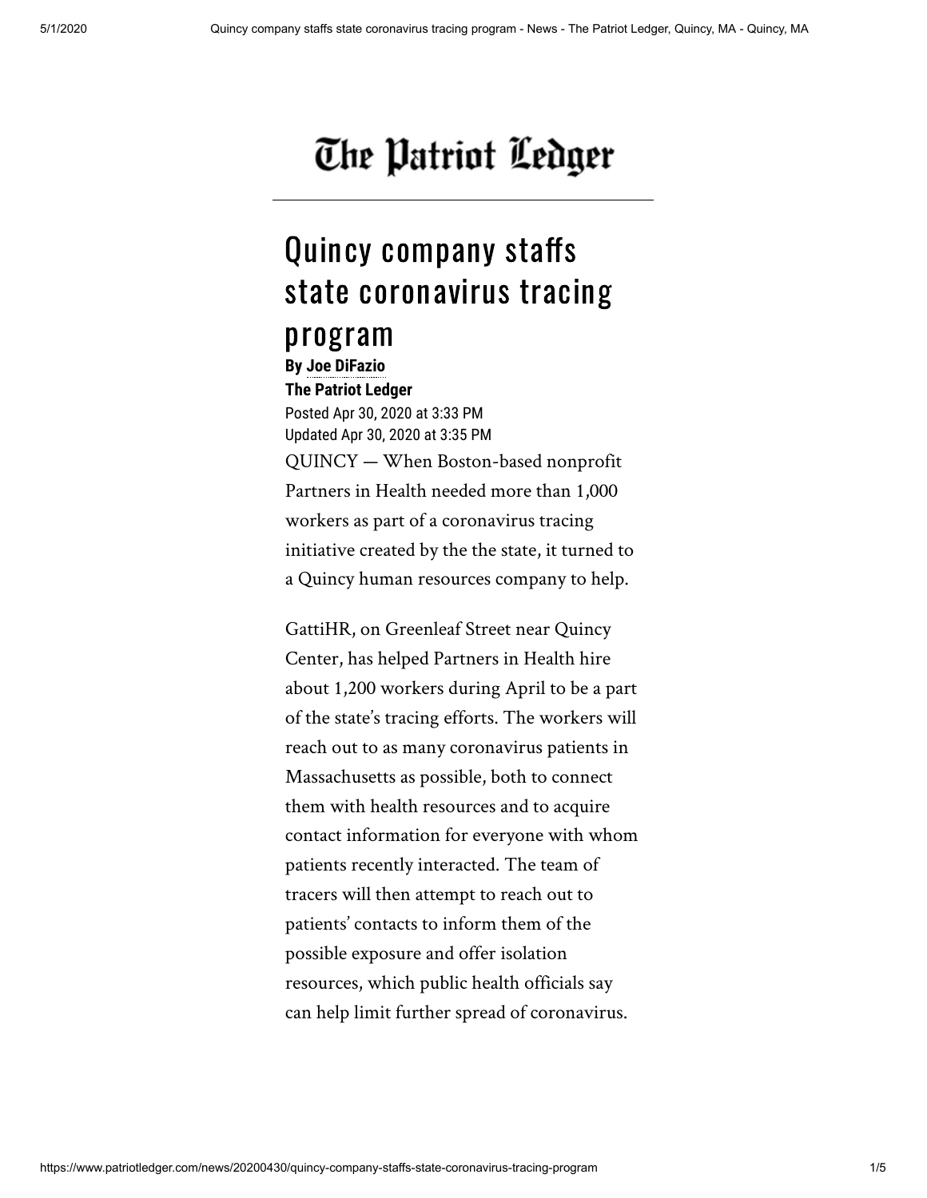The Patriot Ledger

# Quincy company staffs state coronavirus tracing program

**By Joe DiFazio**
**The Patriot Ledger**

Posted Apr 30, 2020 at 3:33 PM
Updated Apr 30, 2020 at 3:35 PM

QUINCY — When Boston-based nonprofit Partners in Health needed more than 1,000 workers as part of a coronavirus tracing initiative created by the the state, it turned to a Quincy human resources company to help.

GattiHR, on Greenleaf Street near Quincy Center, has helped Partners in Health hire about 1,200 workers during April to be a part of the state's tracing efforts. The workers will reach out to as many coronavirus patients in Massachusetts as possible, both to connect them with health resources and to acquire contact information for everyone with whom patients recently interacted. The team of tracers will then attempt to reach out to patients' contacts to inform them of the possible exposure and offer isolation resources, which public health officials say can help limit further spread of coronavirus.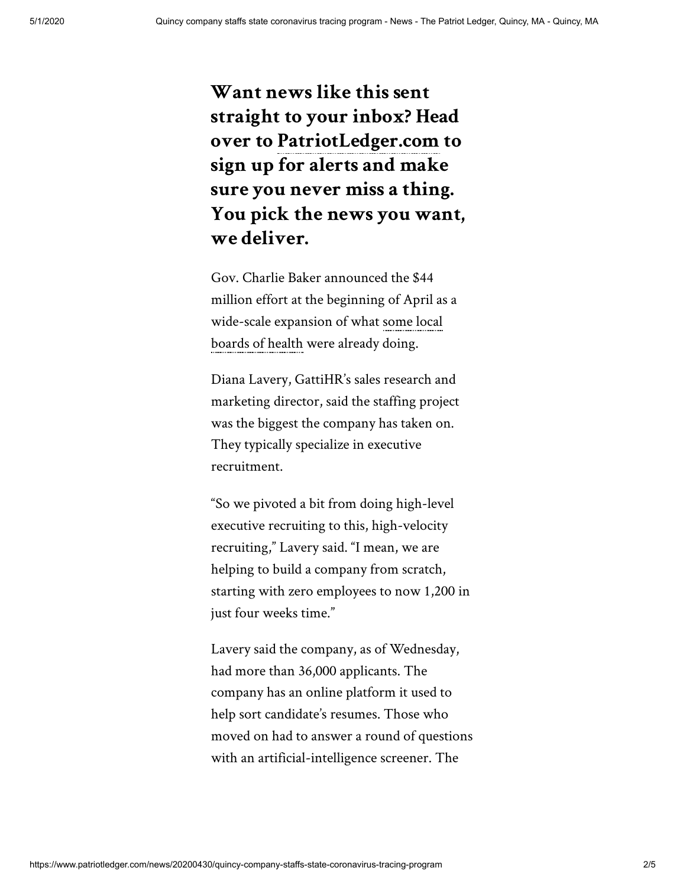**Want news like this sent straight to your inbox? Head over to PatriotLedger.com to sign up for alerts and make sure you never miss a thing. You pick the news you want, we deliver.**

Gov. Charlie Baker announced the $44 million effort at the beginning of April as a wide-scale expansion of what some local boards of health were already doing.

Diana Lavery, GattiHR's sales research and marketing director, said the staffing project was the biggest the company has taken on. They typically specialize in executive recruitment.

"So we pivoted a bit from doing high-level executive recruiting to this, high-velocity recruiting," Lavery said. "I mean, we are helping to build a company from scratch, starting with zero employees to now 1,200 in just four weeks time."

Lavery said the company, as of Wednesday, had more than 36,000 applicants. The company has an online platform it used to help sort candidate's resumes. Those who moved on had to answer a round of questions with an artificial-intelligence screener. The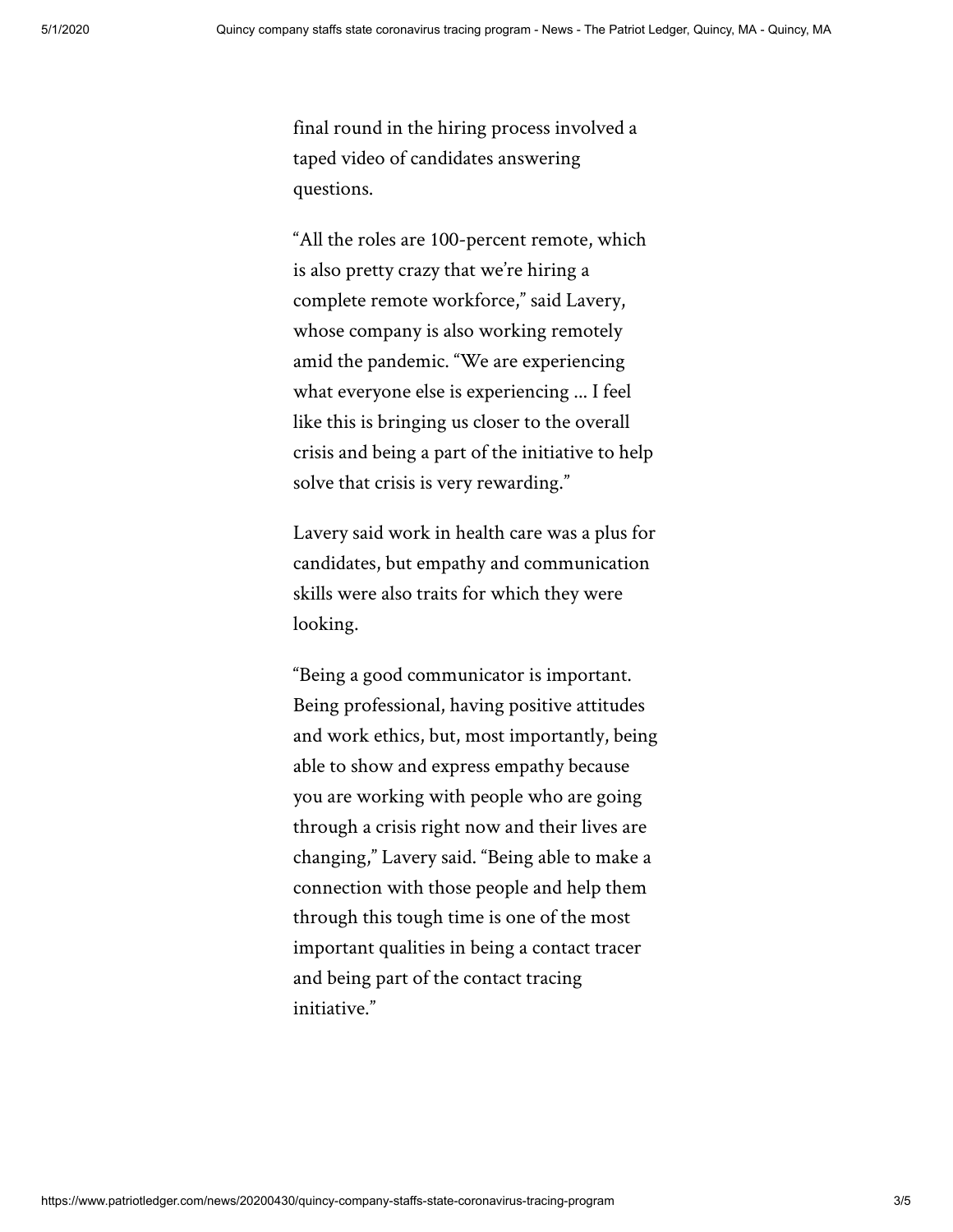final round in the hiring process involved a taped video of candidates answering questions.

“All the roles are 100-percent remote, which is also pretty crazy that we’re hiring a complete remote workforce,” said Lavery, whose company is also working remotely amid the pandemic. “We are experiencing what everyone else is experiencing ... I feel like this is bringing us closer to the overall crisis and being a part of the initiative to help solve that crisis is very rewarding.”

Lavery said work in health care was a plus for candidates, but empathy and communication skills were also traits for which they were looking.

“Being a good communicator is important. Being professional, having positive attitudes and work ethics, but, most importantly, being able to show and express empathy because you are working with people who are going through a crisis right now and their lives are changing,” Lavery said. “Being able to make a connection with those people and help them through this tough time is one of the most important qualities in being a contact tracer and being part of the contact tracing initiative.”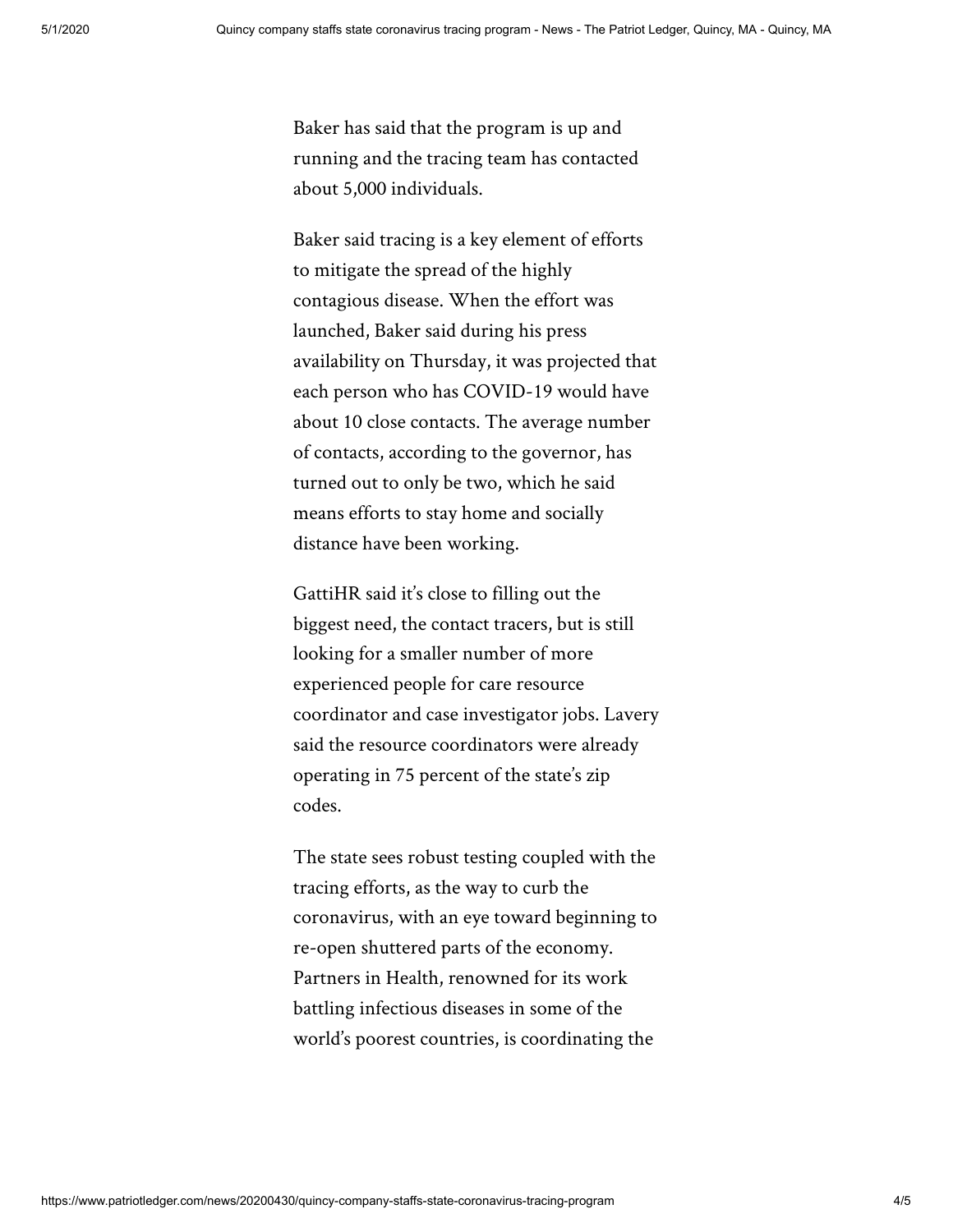Baker has said that the program is up and running and the tracing team has contacted about 5,000 individuals.

Baker said tracing is a key element of efforts to mitigate the spread of the highly contagious disease. When the effort was launched, Baker said during his press availability on Thursday, it was projected that each person who has COVID-19 would have about 10 close contacts. The average number of contacts, according to the governor, has turned out to only be two, which he said means efforts to stay home and socially distance have been working.

GattiHR said it's close to filling out the biggest need, the contact tracers, but is still looking for a smaller number of more experienced people for care resource coordinator and case investigator jobs. Lavery said the resource coordinators were already operating in 75 percent of the state's zip codes.

The state sees robust testing coupled with the tracing efforts, as the way to curb the coronavirus, with an eye toward beginning to re-open shuttered parts of the economy. Partners in Health, renowned for its work battling infectious diseases in some of the world's poorest countries, is coordinating the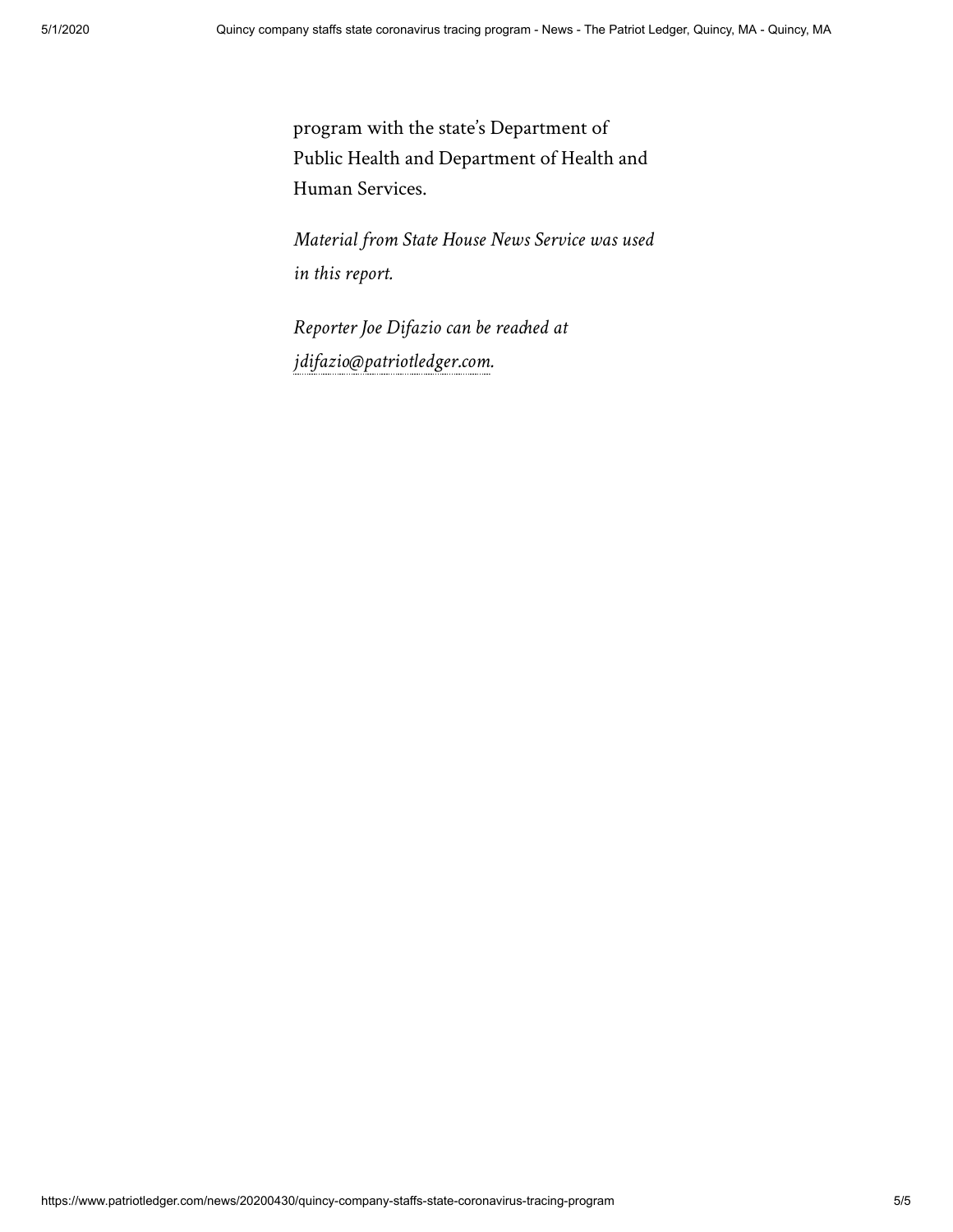program with the state's Department of Public Health and Department of Health and Human Services.

*Material from State House News Service was used in this report.*

*Reporter Joe Difazio can be reached at jdifazio@patriotledger.com.*